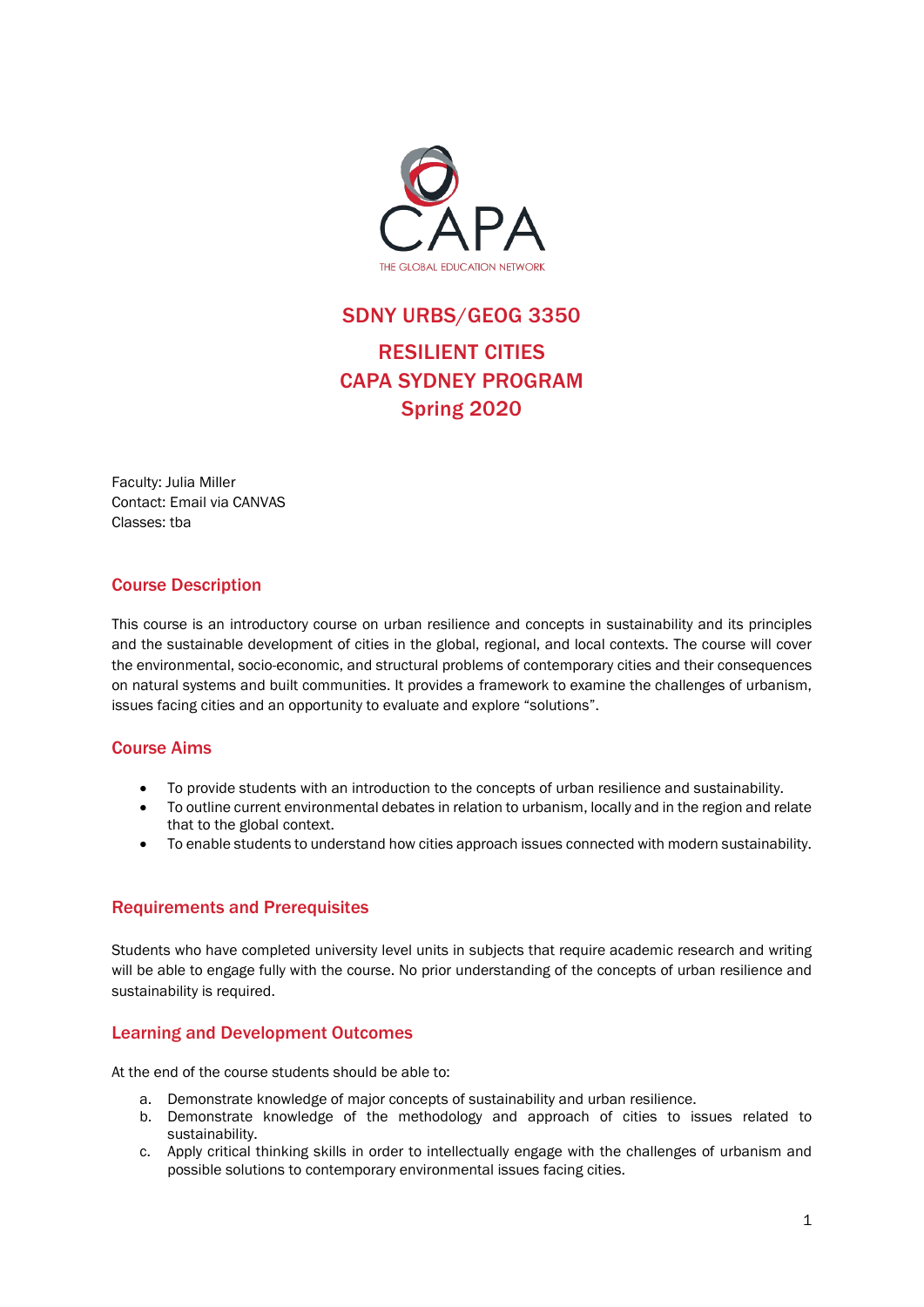CAPA

THE GLOBAL EDUCATION NETWORK

# SDNY URBS/GEOG 3350

# RESILIENT CITIES
# CAPA SYDNEY PROGRAM
# Spring 2020

Faculty: Julia Miller
Contact: Email via CANVAS
Classes: tba

## Course Description

This course is an introductory course on urban resilience and concepts in sustainability and its principles and the sustainable development of cities in the global, regional, and local contexts. The course will cover the environmental, socio-economic, and structural problems of contemporary cities and their consequences on natural systems and built communities. It provides a framework to examine the challenges of urbanism, issues facing cities and an opportunity to evaluate and explore "solutions".

## Course Aims

- To provide students with an introduction to the concepts of urban resilience and sustainability.
- To outline current environmental debates in relation to urbanism, locally and in the region and relate that to the global context.
- To enable students to understand how cities approach issues connected with modern sustainability.

## Requirements and Prerequisites

Students who have completed university level units in subjects that require academic research and writing will be able to engage fully with the course. No prior understanding of the concepts of urban resilience and sustainability is required.

## Learning and Development Outcomes

At the end of the course students should be able to:

a. Demonstrate knowledge of major concepts of sustainability and urban resilience.
b. Demonstrate knowledge of the methodology and approach of cities to issues related to sustainability.
c. Apply critical thinking skills in order to intellectually engage with the challenges of urbanism and possible solutions to contemporary environmental issues facing cities.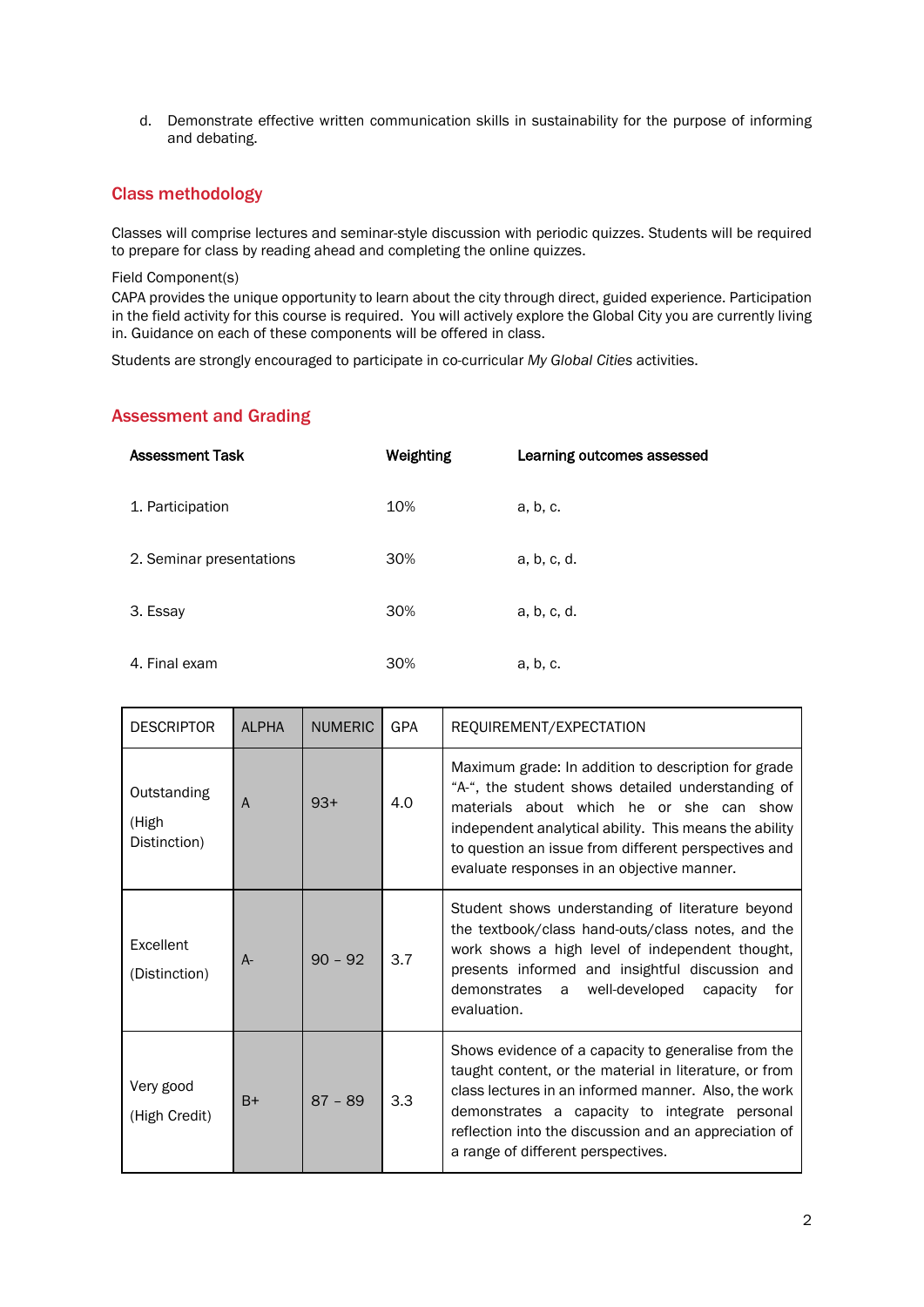d. Demonstrate effective written communication skills in sustainability for the purpose of informing and debating.

## Class methodology

Classes will comprise lectures and seminar-style discussion with periodic quizzes. Students will be required to prepare for class by reading ahead and completing the online quizzes.

Field Component(s)
CAPA provides the unique opportunity to learn about the city through direct, guided experience. Participation in the field activity for this course is required. You will actively explore the Global City you are currently living in. Guidance on each of these components will be offered in class.

Students are strongly encouraged to participate in co-curricular *My Global Cities* activities.

## Assessment and Grading

| Assessment Task | Weighting | Learning outcomes assessed |
|---|---|---|
| 1. Participation | 10% | a, b, c. |
| 2. Seminar presentations | 30% | a, b, c, d. |
| 3. Essay | 30% | a, b, c, d. |
| 4. Final exam | 30% | a, b, c. |

| DESCRIPTOR | ALPHA | NUMERIC | GPA | REQUIREMENT/EXPECTATION |
|---|---|---|---|---|
| Outstanding (High Distinction) | A | 93+ | 4.0 | Maximum grade: In addition to description for grade "A-", the student shows detailed understanding of materials about which he or she can show independent analytical ability. This means the ability to question an issue from different perspectives and evaluate responses in an objective manner. |
| Excellent (Distinction) | A- | 90 – 92 | 3.7 | Student shows understanding of literature beyond the textbook/class hand-outs/class notes, and the work shows a high level of independent thought, presents informed and insightful discussion and demonstrates a well-developed capacity for evaluation. |
| Very good (High Credit) | B+ | 87 – 89 | 3.3 | Shows evidence of a capacity to generalise from the taught content, or the material in literature, or from class lectures in an informed manner. Also, the work demonstrates a capacity to integrate personal reflection into the discussion and an appreciation of a range of different perspectives. |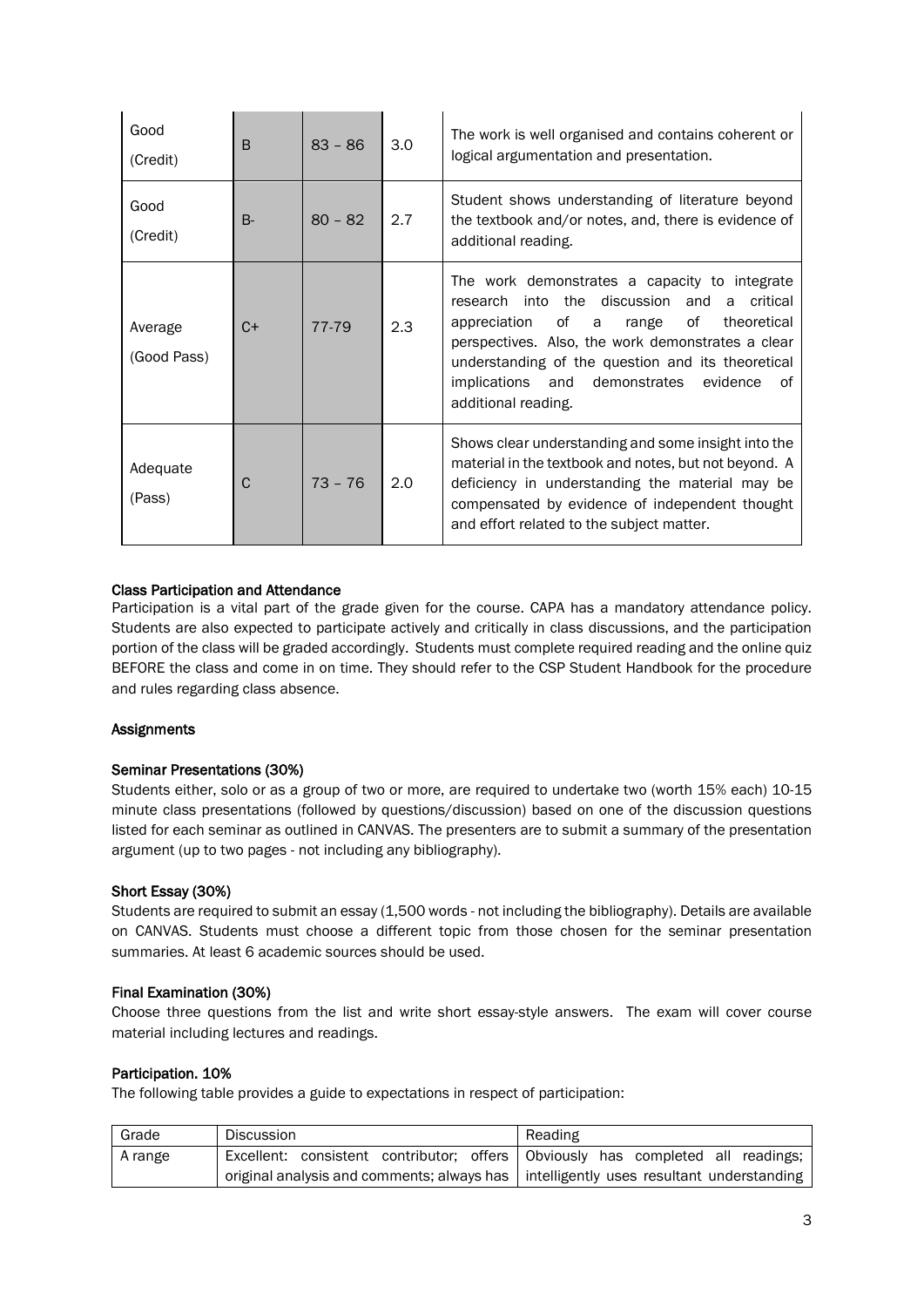| | | | | |
|---|---|---|---|---|
| Good (Credit) | B | 83 – 86 | 3.0 | The work is well organised and contains coherent or logical argumentation and presentation. |
| Good (Credit) | B- | 80 – 82 | 2.7 | Student shows understanding of literature beyond the textbook and/or notes, and, there is evidence of additional reading. |
| Average (Good Pass) | C+ | 77-79 | 2.3 | The work demonstrates a capacity to integrate research into the discussion and a critical appreciation of a range of theoretical perspectives. Also, the work demonstrates a clear understanding of the question and its theoretical implications and demonstrates evidence of additional reading. |
| Adequate (Pass) | C | 73 – 76 | 2.0 | Shows clear understanding and some insight into the material in the textbook and notes, but not beyond. A deficiency in understanding the material may be compensated by evidence of independent thought and effort related to the subject matter. |

**Class Participation and Attendance**
Participation is a vital part of the grade given for the course. CAPA has a mandatory attendance policy. Students are also expected to participate actively and critically in class discussions, and the participation portion of the class will be graded accordingly. Students must complete required reading and the online quiz BEFORE the class and come in on time. They should refer to the CSP Student Handbook for the procedure and rules regarding class absence.

**Assignments**

**Seminar Presentations (30%)**
Students either, solo or as a group of two or more, are required to undertake two (worth 15% each) 10-15 minute class presentations (followed by questions/discussion) based on one of the discussion questions listed for each seminar as outlined in CANVAS. The presenters are to submit a summary of the presentation argument (up to two pages - not including any bibliography).

**Short Essay (30%)**
Students are required to submit an essay (1,500 words - not including the bibliography). Details are available on CANVAS. Students must choose a different topic from those chosen for the seminar presentation summaries. At least 6 academic sources should be used.

**Final Examination (30%)**
Choose three questions from the list and write short essay-style answers. The exam will cover course material including lectures and readings.

**Participation. 10%**
The following table provides a guide to expectations in respect of participation:

| Grade | Discussion | Reading |
|---|---|---|
| A range | Excellent: consistent contributor; offers original analysis and comments; always has | Obviously has completed all readings; intelligently uses resultant understanding |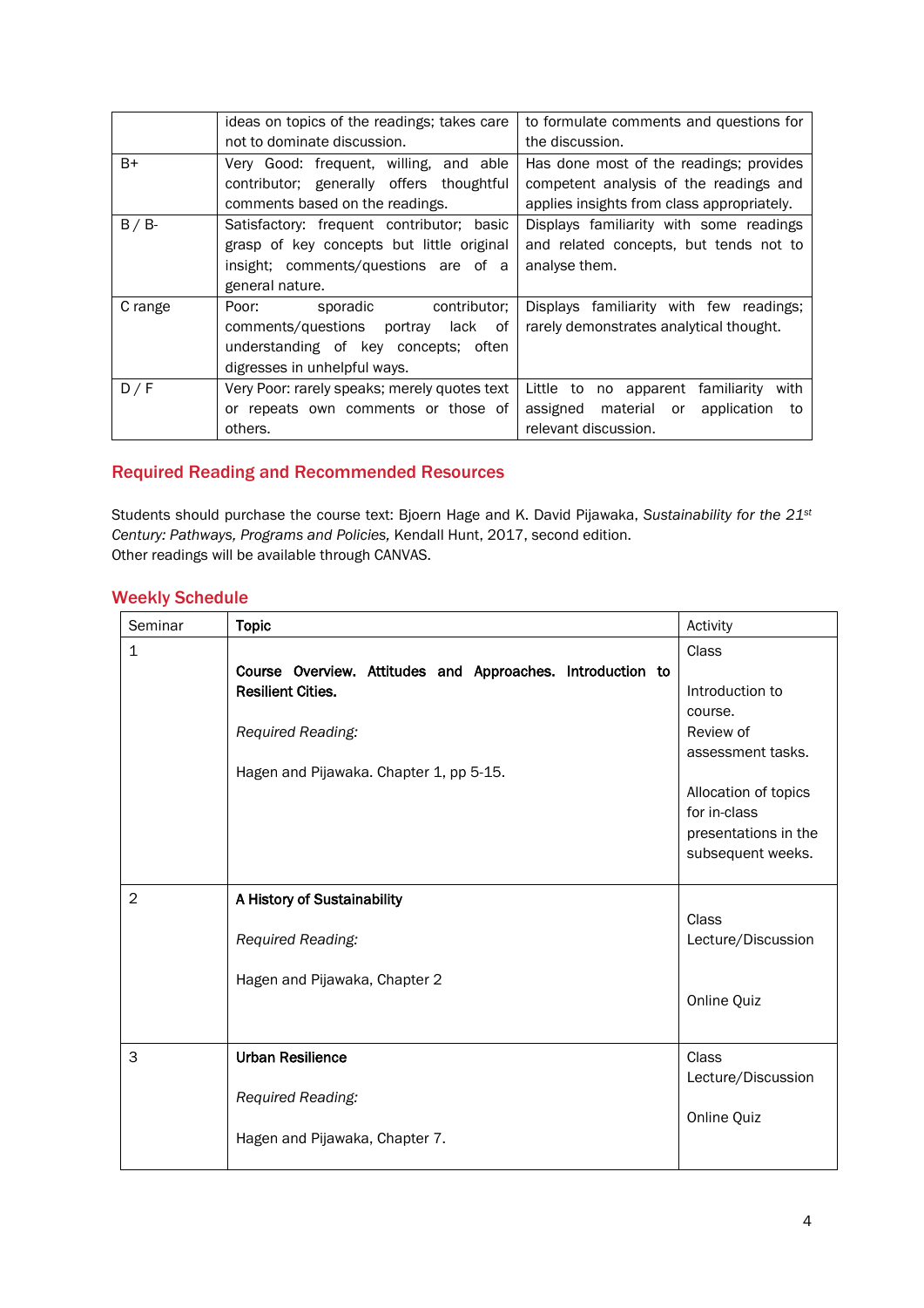| | | |
|---|---|---|
| | ideas on topics of the readings; takes care not to dominate discussion. | to formulate comments and questions for the discussion. |
| B+ | Very Good: frequent, willing, and able contributor; generally offers thoughtful comments based on the readings. | Has done most of the readings; provides competent analysis of the readings and applies insights from class appropriately. |
| B / B- | Satisfactory: frequent contributor; basic grasp of key concepts but little original insight; comments/questions are of a general nature. | Displays familiarity with some readings and related concepts, but tends not to analyse them. |
| C range | Poor: sporadic contributor; comments/questions portray lack of understanding of key concepts; often digresses in unhelpful ways. | Displays familiarity with few readings; rarely demonstrates analytical thought. |
| D / F | Very Poor: rarely speaks; merely quotes text or repeats own comments or those of others. | Little to no apparent familiarity with assigned material or application to relevant discussion. |

## Required Reading and Recommended Resources

Students should purchase the course text: Bjoern Hage and K. David Pijawaka, *Sustainability for the 21st Century: Pathways, Programs and Policies,* Kendall Hunt, 2017, second edition.
Other readings will be available through CANVAS.

## Weekly Schedule

| Seminar | **Topic** | Activity |
|---|---|---|
| 1 | **Course Overview. Attitudes and Approaches. Introduction to Resilient Cities.**<br><br>*Required Reading:*<br><br>Hagen and Pijawaka. Chapter 1, pp 5-15. | Class<br><br>Introduction to course.<br>Review of assessment tasks.<br><br>Allocation of topics for in-class presentations in the subsequent weeks. |
| 2 | **A History of Sustainability**<br><br>*Required Reading:*<br><br>Hagen and Pijawaka, Chapter 2 | Class<br>Lecture/Discussion<br><br>Online Quiz |
| 3 | **Urban Resilience**<br><br>*Required Reading:*<br><br>Hagen and Pijawaka, Chapter 7. | Class<br>Lecture/Discussion<br><br>Online Quiz |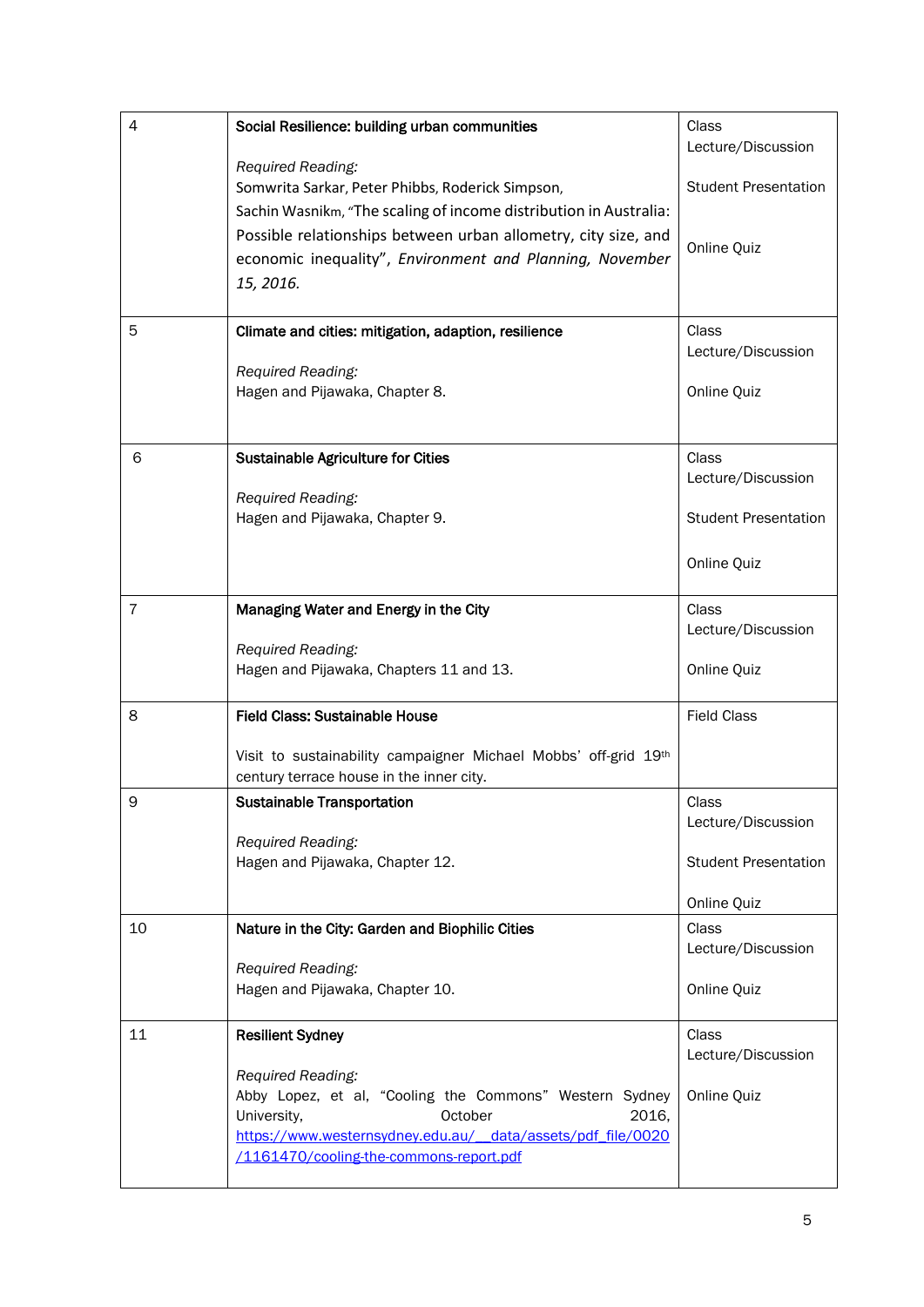| | | |
|---|---|---|
| 4 | **Social Resilience: building urban communities**<br><br>*Required Reading:*<br>Somwrita Sarkar, Peter Phibbs, Roderick Simpson, Sachin Wasnikm, "The scaling of income distribution in Australia: Possible relationships between urban allometry, city size, and economic inequality", *Environment and Planning, November 15, 2016.* | Class Lecture/Discussion<br><br>Student Presentation<br><br>Online Quiz |
| 5 | **Climate and cities: mitigation, adaption, resilience**<br><br>*Required Reading:*<br>Hagen and Pijawaka, Chapter 8. | Class Lecture/Discussion<br><br>Online Quiz |
| 6 | **Sustainable Agriculture for Cities**<br><br>*Required Reading:*<br>Hagen and Pijawaka, Chapter 9. | Class Lecture/Discussion<br><br>Student Presentation<br><br>Online Quiz |
| 7 | **Managing Water and Energy in the City**<br><br>*Required Reading:*<br>Hagen and Pijawaka, Chapters 11 and 13. | Class Lecture/Discussion<br><br>Online Quiz |
| 8 | **Field Class: Sustainable House**<br><br>Visit to sustainability campaigner Michael Mobbs' off-grid 19th century terrace house in the inner city. | Field Class |
| 9 | **Sustainable Transportation**<br><br>*Required Reading:*<br>Hagen and Pijawaka, Chapter 12. | Class Lecture/Discussion<br><br>Student Presentation<br><br>Online Quiz |
| 10 | **Nature in the City: Garden and Biophilic Cities**<br><br>*Required Reading:*<br>Hagen and Pijawaka, Chapter 10. | Class Lecture/Discussion<br><br>Online Quiz |
| 11 | **Resilient Sydney**<br><br>*Required Reading:*<br>Abby Lopez, et al, "Cooling the Commons" Western Sydney University, October 2016, https://www.westernsydney.edu.au/__data/assets/pdf_file/0020/1161470/cooling-the-commons-report.pdf | Class Lecture/Discussion<br><br>Online Quiz |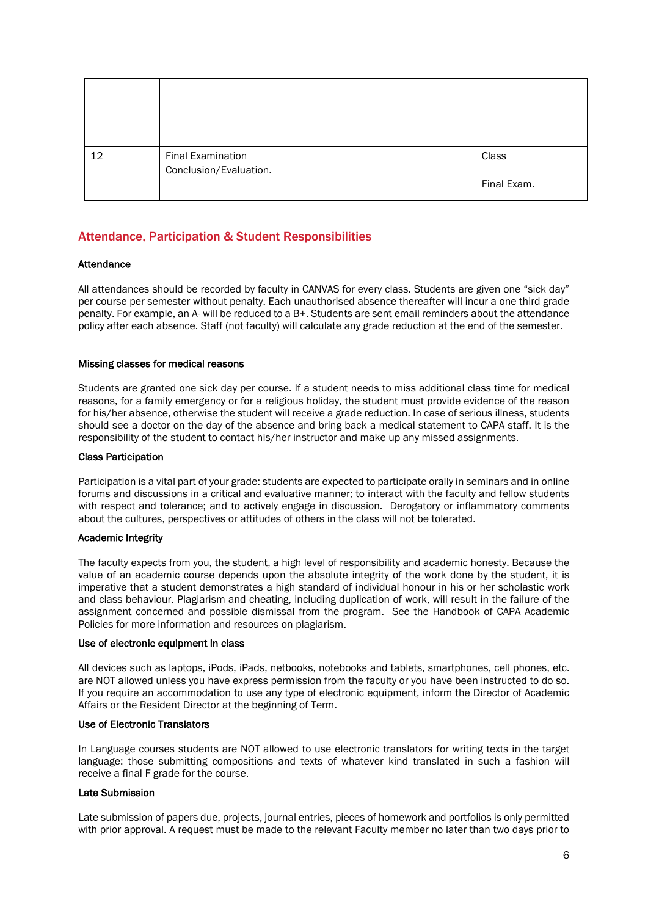| | | |
|---|---|---|
| | | |
| 12 | Final Examination<br>Conclusion/Evaluation. | Class<br><br>Final Exam. |

## Attendance, Participation & Student Responsibilities

**Attendance**

All attendances should be recorded by faculty in CANVAS for every class. Students are given one "sick day" per course per semester without penalty. Each unauthorised absence thereafter will incur a one third grade penalty. For example, an A- will be reduced to a B+. Students are sent email reminders about the attendance policy after each absence. Staff (not faculty) will calculate any grade reduction at the end of the semester.

**Missing classes for medical reasons**

Students are granted one sick day per course. If a student needs to miss additional class time for medical reasons, for a family emergency or for a religious holiday, the student must provide evidence of the reason for his/her absence, otherwise the student will receive a grade reduction. In case of serious illness, students should see a doctor on the day of the absence and bring back a medical statement to CAPA staff. It is the responsibility of the student to contact his/her instructor and make up any missed assignments.

**Class Participation**

Participation is a vital part of your grade: students are expected to participate orally in seminars and in online forums and discussions in a critical and evaluative manner; to interact with the faculty and fellow students with respect and tolerance; and to actively engage in discussion. Derogatory or inflammatory comments about the cultures, perspectives or attitudes of others in the class will not be tolerated.

**Academic Integrity**

The faculty expects from you, the student, a high level of responsibility and academic honesty. Because the value of an academic course depends upon the absolute integrity of the work done by the student, it is imperative that a student demonstrates a high standard of individual honour in his or her scholastic work and class behaviour. Plagiarism and cheating, including duplication of work, will result in the failure of the assignment concerned and possible dismissal from the program. See the Handbook of CAPA Academic Policies for more information and resources on plagiarism.

**Use of electronic equipment in class**

All devices such as laptops, iPods, iPads, netbooks, notebooks and tablets, smartphones, cell phones, etc. are NOT allowed unless you have express permission from the faculty or you have been instructed to do so. If you require an accommodation to use any type of electronic equipment, inform the Director of Academic Affairs or the Resident Director at the beginning of Term.

**Use of Electronic Translators**

In Language courses students are NOT allowed to use electronic translators for writing texts in the target language: those submitting compositions and texts of whatever kind translated in such a fashion will receive a final F grade for the course.

**Late Submission**

Late submission of papers due, projects, journal entries, pieces of homework and portfolios is only permitted with prior approval. A request must be made to the relevant Faculty member no later than two days prior to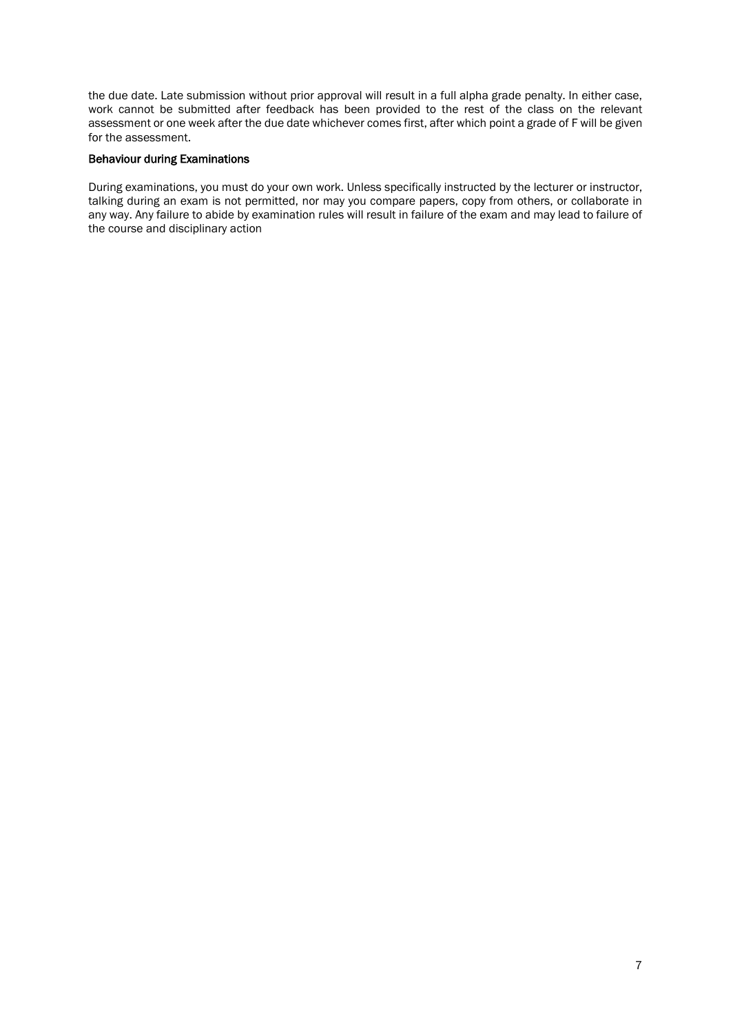the due date. Late submission without prior approval will result in a full alpha grade penalty. In either case, work cannot be submitted after feedback has been provided to the rest of the class on the relevant assessment or one week after the due date whichever comes first, after which point a grade of F will be given for the assessment.

### Behaviour during Examinations

During examinations, you must do your own work. Unless specifically instructed by the lecturer or instructor, talking during an exam is not permitted, nor may you compare papers, copy from others, or collaborate in any way. Any failure to abide by examination rules will result in failure of the exam and may lead to failure of the course and disciplinary action